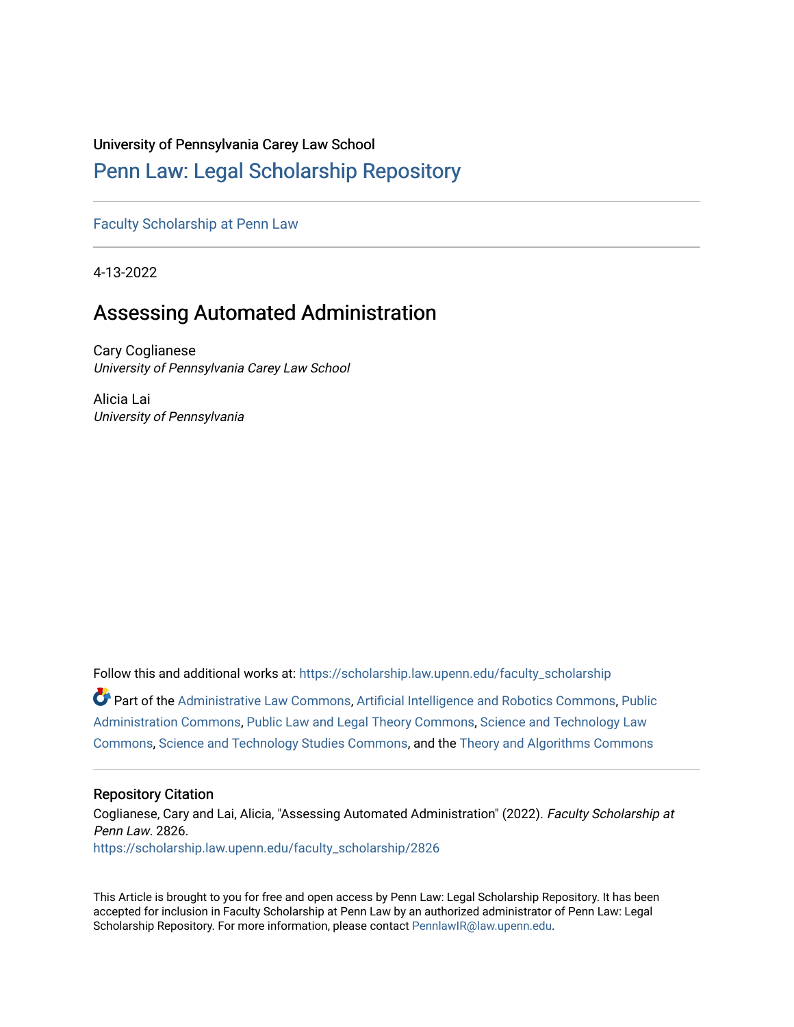University of Pennsylvania Carey Law School

## Penn Law: Legal Scholarship Repository

Faculty Scholarship at Penn Law

4-13-2022

# Assessing Automated Administration

Cary Coglianese
*University of Pennsylvania Carey Law School*

Alicia Lai
*University of Pennsylvania*

Follow this and additional works at: https://scholarship.law.upenn.edu/faculty_scholarship

Part of the Administrative Law Commons, Artificial Intelligence and Robotics Commons, Public Administration Commons, Public Law and Legal Theory Commons, Science and Technology Law Commons, Science and Technology Studies Commons, and the Theory and Algorithms Commons

### Repository Citation

Coglianese, Cary and Lai, Alicia, "Assessing Automated Administration" (2022). *Faculty Scholarship at Penn Law*. 2826.
https://scholarship.law.upenn.edu/faculty_scholarship/2826

This Article is brought to you for free and open access by Penn Law: Legal Scholarship Repository. It has been accepted for inclusion in Faculty Scholarship at Penn Law by an authorized administrator of Penn Law: Legal Scholarship Repository. For more information, please contact PennlawIR@law.upenn.edu.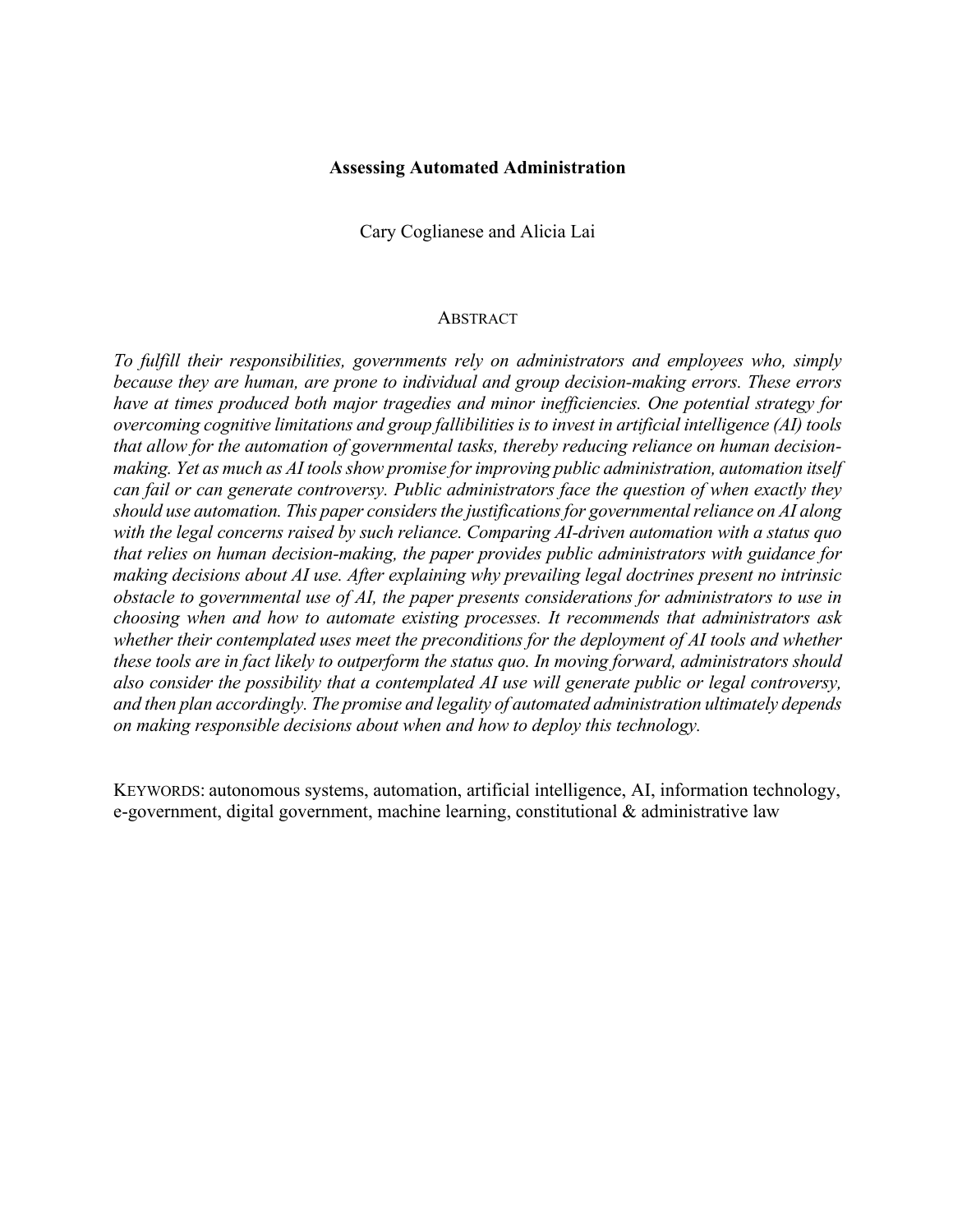# Assessing Automated Administration

Cary Coglianese and Alicia Lai

## ABSTRACT

*To fulfill their responsibilities, governments rely on administrators and employees who, simply because they are human, are prone to individual and group decision-making errors. These errors have at times produced both major tragedies and minor inefficiencies. One potential strategy for overcoming cognitive limitations and group fallibilities is to invest in artificial intelligence (AI) tools that allow for the automation of governmental tasks, thereby reducing reliance on human decision-making. Yet as much as AI tools show promise for improving public administration, automation itself can fail or can generate controversy. Public administrators face the question of when exactly they should use automation. This paper considers the justifications for governmental reliance on AI along with the legal concerns raised by such reliance. Comparing AI-driven automation with a status quo that relies on human decision-making, the paper provides public administrators with guidance for making decisions about AI use. After explaining why prevailing legal doctrines present no intrinsic obstacle to governmental use of AI, the paper presents considerations for administrators to use in choosing when and how to automate existing processes. It recommends that administrators ask whether their contemplated uses meet the preconditions for the deployment of AI tools and whether these tools are in fact likely to outperform the status quo. In moving forward, administrators should also consider the possibility that a contemplated AI use will generate public or legal controversy, and then plan accordingly. The promise and legality of automated administration ultimately depends on making responsible decisions about when and how to deploy this technology.*

KEYWORDS: autonomous systems, automation, artificial intelligence, AI, information technology, e-government, digital government, machine learning, constitutional & administrative law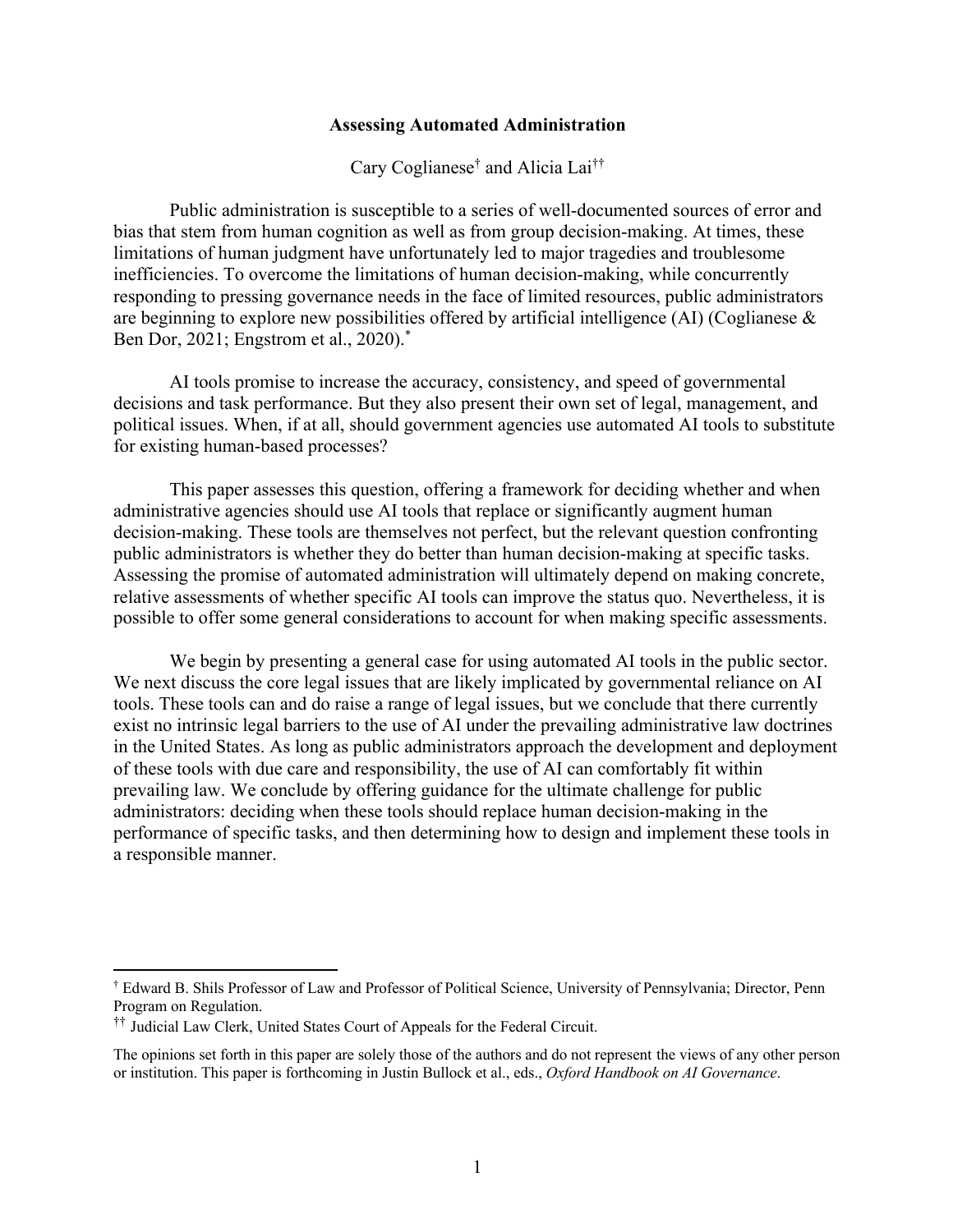# Assessing Automated Administration

Cary Coglianese[†] and Alicia Lai[††]

Public administration is susceptible to a series of well-documented sources of error and bias that stem from human cognition as well as from group decision-making. At times, these limitations of human judgment have unfortunately led to major tragedies and troublesome inefficiencies. To overcome the limitations of human decision-making, while concurrently responding to pressing governance needs in the face of limited resources, public administrators are beginning to explore new possibilities offered by artificial intelligence (AI) (Coglianese & Ben Dor, 2021; Engstrom et al., 2020).[*]

AI tools promise to increase the accuracy, consistency, and speed of governmental decisions and task performance. But they also present their own set of legal, management, and political issues. When, if at all, should government agencies use automated AI tools to substitute for existing human-based processes?

This paper assesses this question, offering a framework for deciding whether and when administrative agencies should use AI tools that replace or significantly augment human decision-making. These tools are themselves not perfect, but the relevant question confronting public administrators is whether they do better than human decision-making at specific tasks. Assessing the promise of automated administration will ultimately depend on making concrete, relative assessments of whether specific AI tools can improve the status quo. Nevertheless, it is possible to offer some general considerations to account for when making specific assessments.

We begin by presenting a general case for using automated AI tools in the public sector. We next discuss the core legal issues that are likely implicated by governmental reliance on AI tools. These tools can and do raise a range of legal issues, but we conclude that there currently exist no intrinsic legal barriers to the use of AI under the prevailing administrative law doctrines in the United States. As long as public administrators approach the development and deployment of these tools with due care and responsibility, the use of AI can comfortably fit within prevailing law. We conclude by offering guidance for the ultimate challenge for public administrators: deciding when these tools should replace human decision-making in the performance of specific tasks, and then determining how to design and implement these tools in a responsible manner.

---

[†] Edward B. Shils Professor of Law and Professor of Political Science, University of Pennsylvania; Director, Penn Program on Regulation.

[††] Judicial Law Clerk, United States Court of Appeals for the Federal Circuit.

The opinions set forth in this paper are solely those of the authors and do not represent the views of any other person or institution. This paper is forthcoming in Justin Bullock et al., eds., *Oxford Handbook on AI Governance*.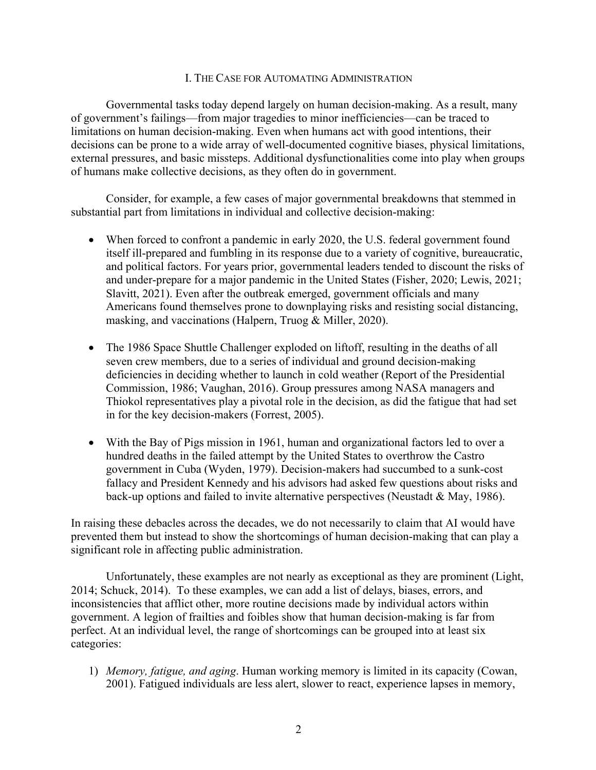## I. The Case for Automating Administration

Governmental tasks today depend largely on human decision-making. As a result, many of government's failings—from major tragedies to minor inefficiencies—can be traced to limitations on human decision-making. Even when humans act with good intentions, their decisions can be prone to a wide array of well-documented cognitive biases, physical limitations, external pressures, and basic missteps. Additional dysfunctionalities come into play when groups of humans make collective decisions, as they often do in government.

Consider, for example, a few cases of major governmental breakdowns that stemmed in substantial part from limitations in individual and collective decision-making:

- When forced to confront a pandemic in early 2020, the U.S. federal government found itself ill-prepared and fumbling in its response due to a variety of cognitive, bureaucratic, and political factors. For years prior, governmental leaders tended to discount the risks of and under-prepare for a major pandemic in the United States (Fisher, 2020; Lewis, 2021; Slavitt, 2021). Even after the outbreak emerged, government officials and many Americans found themselves prone to downplaying risks and resisting social distancing, masking, and vaccinations (Halpern, Truog & Miller, 2020).

- The 1986 Space Shuttle Challenger exploded on liftoff, resulting in the deaths of all seven crew members, due to a series of individual and ground decision-making deficiencies in deciding whether to launch in cold weather (Report of the Presidential Commission, 1986; Vaughan, 2016). Group pressures among NASA managers and Thiokol representatives play a pivotal role in the decision, as did the fatigue that had set in for the key decision-makers (Forrest, 2005).

- With the Bay of Pigs mission in 1961, human and organizational factors led to over a hundred deaths in the failed attempt by the United States to overthrow the Castro government in Cuba (Wyden, 1979). Decision-makers had succumbed to a sunk-cost fallacy and President Kennedy and his advisors had asked few questions about risks and back-up options and failed to invite alternative perspectives (Neustadt & May, 1986).

In raising these debacles across the decades, we do not necessarily to claim that AI would have prevented them but instead to show the shortcomings of human decision-making that can play a significant role in affecting public administration.

Unfortunately, these examples are not nearly as exceptional as they are prominent (Light, 2014; Schuck, 2014). To these examples, we can add a list of delays, biases, errors, and inconsistencies that afflict other, more routine decisions made by individual actors within government. A legion of frailties and foibles show that human decision-making is far from perfect. At an individual level, the range of shortcomings can be grouped into at least six categories:

1) *Memory, fatigue, and aging*. Human working memory is limited in its capacity (Cowan, 2001). Fatigued individuals are less alert, slower to react, experience lapses in memory,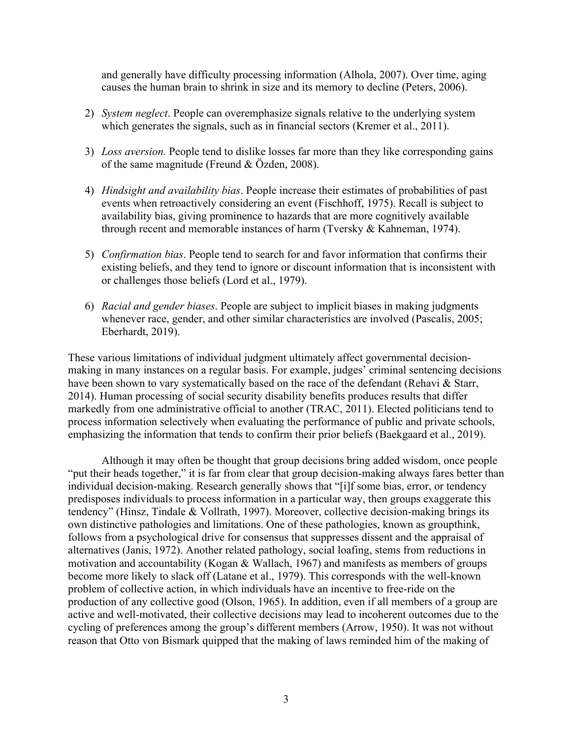and generally have difficulty processing information (Alhola, 2007). Over time, aging causes the human brain to shrink in size and its memory to decline (Peters, 2006).

2) *System neglect*. People can overemphasize signals relative to the underlying system which generates the signals, such as in financial sectors (Kremer et al., 2011).

3) *Loss aversion.* People tend to dislike losses far more than they like corresponding gains of the same magnitude (Freund & Özden, 2008).

4) *Hindsight and availability bias*. People increase their estimates of probabilities of past events when retroactively considering an event (Fischhoff, 1975). Recall is subject to availability bias, giving prominence to hazards that are more cognitively available through recent and memorable instances of harm (Tversky & Kahneman, 1974).

5) *Confirmation bias*. People tend to search for and favor information that confirms their existing beliefs, and they tend to ignore or discount information that is inconsistent with or challenges those beliefs (Lord et al., 1979).

6) *Racial and gender biases*. People are subject to implicit biases in making judgments whenever race, gender, and other similar characteristics are involved (Pascalis, 2005; Eberhardt, 2019).

These various limitations of individual judgment ultimately affect governmental decision-making in many instances on a regular basis. For example, judges' criminal sentencing decisions have been shown to vary systematically based on the race of the defendant (Rehavi & Starr, 2014). Human processing of social security disability benefits produces results that differ markedly from one administrative official to another (TRAC, 2011). Elected politicians tend to process information selectively when evaluating the performance of public and private schools, emphasizing the information that tends to confirm their prior beliefs (Baekgaard et al., 2019).

Although it may often be thought that group decisions bring added wisdom, once people "put their heads together," it is far from clear that group decision-making always fares better than individual decision-making. Research generally shows that "[i]f some bias, error, or tendency predisposes individuals to process information in a particular way, then groups exaggerate this tendency" (Hinsz, Tindale & Vollrath, 1997). Moreover, collective decision-making brings its own distinctive pathologies and limitations. One of these pathologies, known as groupthink, follows from a psychological drive for consensus that suppresses dissent and the appraisal of alternatives (Janis, 1972). Another related pathology, social loafing, stems from reductions in motivation and accountability (Kogan & Wallach, 1967) and manifests as members of groups become more likely to slack off (Latane et al., 1979). This corresponds with the well-known problem of collective action, in which individuals have an incentive to free-ride on the production of any collective good (Olson, 1965). In addition, even if all members of a group are active and well-motivated, their collective decisions may lead to incoherent outcomes due to the cycling of preferences among the group's different members (Arrow, 1950). It was not without reason that Otto von Bismark quipped that the making of laws reminded him of the making of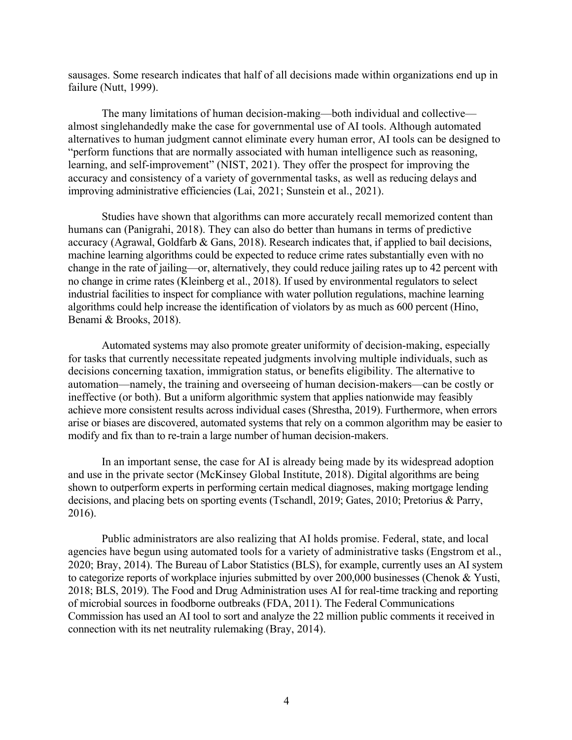sausages. Some research indicates that half of all decisions made within organizations end up in failure (Nutt, 1999).

The many limitations of human decision-making—both individual and collective—almost singlehandedly make the case for governmental use of AI tools. Although automated alternatives to human judgment cannot eliminate every human error, AI tools can be designed to "perform functions that are normally associated with human intelligence such as reasoning, learning, and self-improvement" (NIST, 2021). They offer the prospect for improving the accuracy and consistency of a variety of governmental tasks, as well as reducing delays and improving administrative efficiencies (Lai, 2021; Sunstein et al., 2021).

Studies have shown that algorithms can more accurately recall memorized content than humans can (Panigrahi, 2018). They can also do better than humans in terms of predictive accuracy (Agrawal, Goldfarb & Gans, 2018). Research indicates that, if applied to bail decisions, machine learning algorithms could be expected to reduce crime rates substantially even with no change in the rate of jailing—or, alternatively, they could reduce jailing rates up to 42 percent with no change in crime rates (Kleinberg et al., 2018). If used by environmental regulators to select industrial facilities to inspect for compliance with water pollution regulations, machine learning algorithms could help increase the identification of violators by as much as 600 percent (Hino, Benami & Brooks, 2018).

Automated systems may also promote greater uniformity of decision-making, especially for tasks that currently necessitate repeated judgments involving multiple individuals, such as decisions concerning taxation, immigration status, or benefits eligibility. The alternative to automation—namely, the training and overseeing of human decision-makers—can be costly or ineffective (or both). But a uniform algorithmic system that applies nationwide may feasibly achieve more consistent results across individual cases (Shrestha, 2019). Furthermore, when errors arise or biases are discovered, automated systems that rely on a common algorithm may be easier to modify and fix than to re-train a large number of human decision-makers.

In an important sense, the case for AI is already being made by its widespread adoption and use in the private sector (McKinsey Global Institute, 2018). Digital algorithms are being shown to outperform experts in performing certain medical diagnoses, making mortgage lending decisions, and placing bets on sporting events (Tschandl, 2019; Gates, 2010; Pretorius & Parry, 2016).

Public administrators are also realizing that AI holds promise. Federal, state, and local agencies have begun using automated tools for a variety of administrative tasks (Engstrom et al., 2020; Bray, 2014). The Bureau of Labor Statistics (BLS), for example, currently uses an AI system to categorize reports of workplace injuries submitted by over 200,000 businesses (Chenok & Yusti, 2018; BLS, 2019). The Food and Drug Administration uses AI for real-time tracking and reporting of microbial sources in foodborne outbreaks (FDA, 2011). The Federal Communications Commission has used an AI tool to sort and analyze the 22 million public comments it received in connection with its net neutrality rulemaking (Bray, 2014).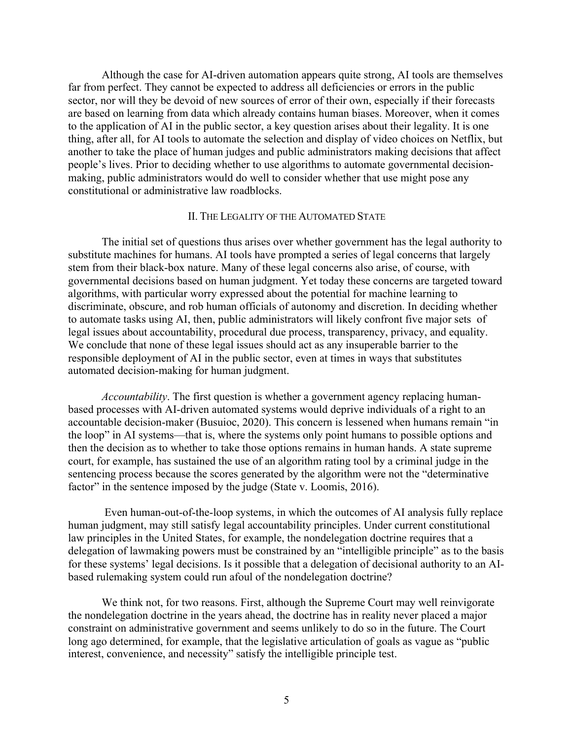Although the case for AI-driven automation appears quite strong, AI tools are themselves far from perfect. They cannot be expected to address all deficiencies or errors in the public sector, nor will they be devoid of new sources of error of their own, especially if their forecasts are based on learning from data which already contains human biases. Moreover, when it comes to the application of AI in the public sector, a key question arises about their legality. It is one thing, after all, for AI tools to automate the selection and display of video choices on Netflix, but another to take the place of human judges and public administrators making decisions that affect people's lives. Prior to deciding whether to use algorithms to automate governmental decision-making, public administrators would do well to consider whether that use might pose any constitutional or administrative law roadblocks.

## II. The Legality of the Automated State

The initial set of questions thus arises over whether government has the legal authority to substitute machines for humans. AI tools have prompted a series of legal concerns that largely stem from their black-box nature. Many of these legal concerns also arise, of course, with governmental decisions based on human judgment. Yet today these concerns are targeted toward algorithms, with particular worry expressed about the potential for machine learning to discriminate, obscure, and rob human officials of autonomy and discretion. In deciding whether to automate tasks using AI, then, public administrators will likely confront five major sets of legal issues about accountability, procedural due process, transparency, privacy, and equality. We conclude that none of these legal issues should act as any insuperable barrier to the responsible deployment of AI in the public sector, even at times in ways that substitutes automated decision-making for human judgment.

*Accountability*. The first question is whether a government agency replacing human-based processes with AI-driven automated systems would deprive individuals of a right to an accountable decision-maker (Busuioc, 2020). This concern is lessened when humans remain "in the loop" in AI systems—that is, where the systems only point humans to possible options and then the decision as to whether to take those options remains in human hands. A state supreme court, for example, has sustained the use of an algorithm rating tool by a criminal judge in the sentencing process because the scores generated by the algorithm were not the "determinative factor" in the sentence imposed by the judge (State v. Loomis, 2016).

Even human-out-of-the-loop systems, in which the outcomes of AI analysis fully replace human judgment, may still satisfy legal accountability principles. Under current constitutional law principles in the United States, for example, the nondelegation doctrine requires that a delegation of lawmaking powers must be constrained by an "intelligible principle" as to the basis for these systems' legal decisions. Is it possible that a delegation of decisional authority to an AI-based rulemaking system could run afoul of the nondelegation doctrine?

We think not, for two reasons. First, although the Supreme Court may well reinvigorate the nondelegation doctrine in the years ahead, the doctrine has in reality never placed a major constraint on administrative government and seems unlikely to do so in the future. The Court long ago determined, for example, that the legislative articulation of goals as vague as "public interest, convenience, and necessity" satisfy the intelligible principle test.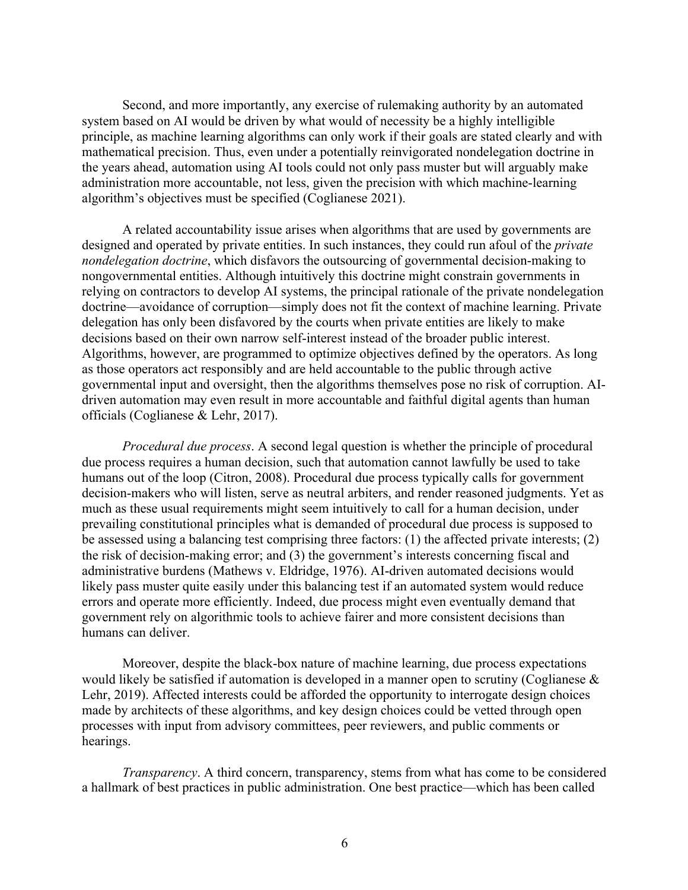Second, and more importantly, any exercise of rulemaking authority by an automated system based on AI would be driven by what would of necessity be a highly intelligible principle, as machine learning algorithms can only work if their goals are stated clearly and with mathematical precision. Thus, even under a potentially reinvigorated nondelegation doctrine in the years ahead, automation using AI tools could not only pass muster but will arguably make administration more accountable, not less, given the precision with which machine-learning algorithm's objectives must be specified (Coglianese 2021).

A related accountability issue arises when algorithms that are used by governments are designed and operated by private entities. In such instances, they could run afoul of the *private nondelegation doctrine*, which disfavors the outsourcing of governmental decision-making to nongovernmental entities. Although intuitively this doctrine might constrain governments in relying on contractors to develop AI systems, the principal rationale of the private nondelegation doctrine—avoidance of corruption—simply does not fit the context of machine learning. Private delegation has only been disfavored by the courts when private entities are likely to make decisions based on their own narrow self-interest instead of the broader public interest. Algorithms, however, are programmed to optimize objectives defined by the operators. As long as those operators act responsibly and are held accountable to the public through active governmental input and oversight, then the algorithms themselves pose no risk of corruption. AI-driven automation may even result in more accountable and faithful digital agents than human officials (Coglianese & Lehr, 2017).

*Procedural due process*. A second legal question is whether the principle of procedural due process requires a human decision, such that automation cannot lawfully be used to take humans out of the loop (Citron, 2008). Procedural due process typically calls for government decision-makers who will listen, serve as neutral arbiters, and render reasoned judgments. Yet as much as these usual requirements might seem intuitively to call for a human decision, under prevailing constitutional principles what is demanded of procedural due process is supposed to be assessed using a balancing test comprising three factors: (1) the affected private interests; (2) the risk of decision-making error; and (3) the government's interests concerning fiscal and administrative burdens (Mathews v. Eldridge, 1976). AI-driven automated decisions would likely pass muster quite easily under this balancing test if an automated system would reduce errors and operate more efficiently. Indeed, due process might even eventually demand that government rely on algorithmic tools to achieve fairer and more consistent decisions than humans can deliver.

Moreover, despite the black-box nature of machine learning, due process expectations would likely be satisfied if automation is developed in a manner open to scrutiny (Coglianese & Lehr, 2019). Affected interests could be afforded the opportunity to interrogate design choices made by architects of these algorithms, and key design choices could be vetted through open processes with input from advisory committees, peer reviewers, and public comments or hearings.

*Transparency*. A third concern, transparency, stems from what has come to be considered a hallmark of best practices in public administration. One best practice—which has been called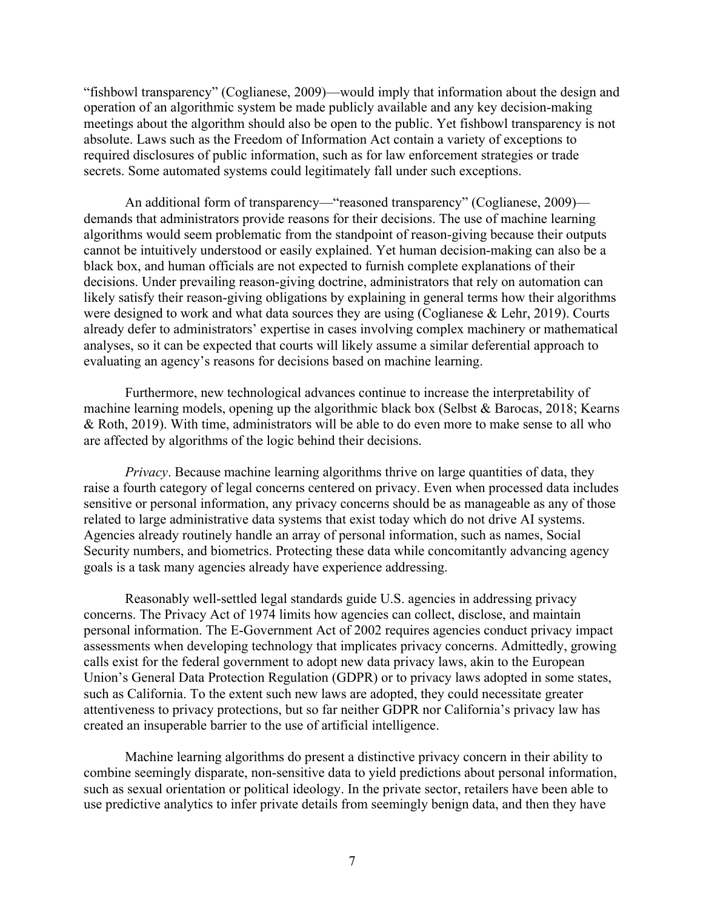"fishbowl transparency" (Coglianese, 2009)—would imply that information about the design and operation of an algorithmic system be made publicly available and any key decision-making meetings about the algorithm should also be open to the public. Yet fishbowl transparency is not absolute. Laws such as the Freedom of Information Act contain a variety of exceptions to required disclosures of public information, such as for law enforcement strategies or trade secrets. Some automated systems could legitimately fall under such exceptions.

An additional form of transparency—"reasoned transparency" (Coglianese, 2009)—demands that administrators provide reasons for their decisions. The use of machine learning algorithms would seem problematic from the standpoint of reason-giving because their outputs cannot be intuitively understood or easily explained. Yet human decision-making can also be a black box, and human officials are not expected to furnish complete explanations of their decisions. Under prevailing reason-giving doctrine, administrators that rely on automation can likely satisfy their reason-giving obligations by explaining in general terms how their algorithms were designed to work and what data sources they are using (Coglianese & Lehr, 2019). Courts already defer to administrators' expertise in cases involving complex machinery or mathematical analyses, so it can be expected that courts will likely assume a similar deferential approach to evaluating an agency's reasons for decisions based on machine learning.

Furthermore, new technological advances continue to increase the interpretability of machine learning models, opening up the algorithmic black box (Selbst & Barocas, 2018; Kearns & Roth, 2019). With time, administrators will be able to do even more to make sense to all who are affected by algorithms of the logic behind their decisions.

*Privacy*. Because machine learning algorithms thrive on large quantities of data, they raise a fourth category of legal concerns centered on privacy. Even when processed data includes sensitive or personal information, any privacy concerns should be as manageable as any of those related to large administrative data systems that exist today which do not drive AI systems. Agencies already routinely handle an array of personal information, such as names, Social Security numbers, and biometrics. Protecting these data while concomitantly advancing agency goals is a task many agencies already have experience addressing.

Reasonably well-settled legal standards guide U.S. agencies in addressing privacy concerns. The Privacy Act of 1974 limits how agencies can collect, disclose, and maintain personal information. The E-Government Act of 2002 requires agencies conduct privacy impact assessments when developing technology that implicates privacy concerns. Admittedly, growing calls exist for the federal government to adopt new data privacy laws, akin to the European Union's General Data Protection Regulation (GDPR) or to privacy laws adopted in some states, such as California. To the extent such new laws are adopted, they could necessitate greater attentiveness to privacy protections, but so far neither GDPR nor California's privacy law has created an insuperable barrier to the use of artificial intelligence.

Machine learning algorithms do present a distinctive privacy concern in their ability to combine seemingly disparate, non-sensitive data to yield predictions about personal information, such as sexual orientation or political ideology. In the private sector, retailers have been able to use predictive analytics to infer private details from seemingly benign data, and then they have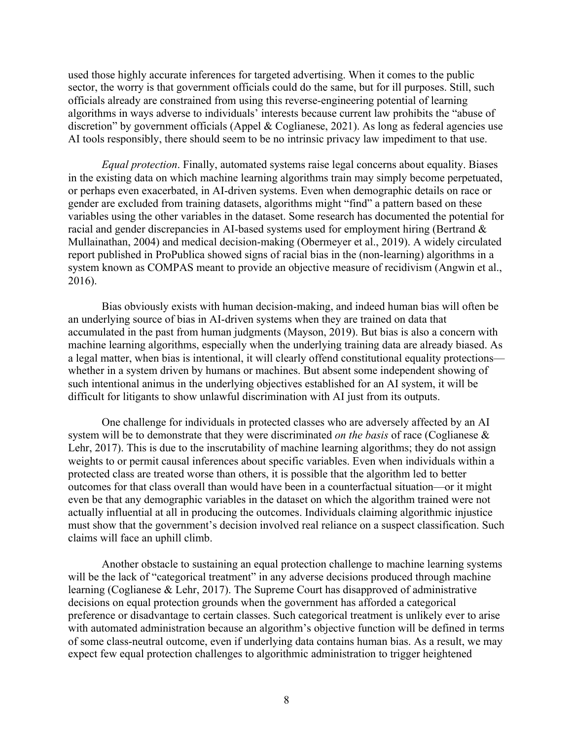used those highly accurate inferences for targeted advertising. When it comes to the public sector, the worry is that government officials could do the same, but for ill purposes. Still, such officials already are constrained from using this reverse-engineering potential of learning algorithms in ways adverse to individuals' interests because current law prohibits the "abuse of discretion" by government officials (Appel & Coglianese, 2021). As long as federal agencies use AI tools responsibly, there should seem to be no intrinsic privacy law impediment to that use.

*Equal protection*. Finally, automated systems raise legal concerns about equality. Biases in the existing data on which machine learning algorithms train may simply become perpetuated, or perhaps even exacerbated, in AI-driven systems. Even when demographic details on race or gender are excluded from training datasets, algorithms might "find" a pattern based on these variables using the other variables in the dataset. Some research has documented the potential for racial and gender discrepancies in AI-based systems used for employment hiring (Bertrand & Mullainathan, 2004) and medical decision-making (Obermeyer et al., 2019). A widely circulated report published in ProPublica showed signs of racial bias in the (non-learning) algorithms in a system known as COMPAS meant to provide an objective measure of recidivism (Angwin et al., 2016).

Bias obviously exists with human decision-making, and indeed human bias will often be an underlying source of bias in AI-driven systems when they are trained on data that accumulated in the past from human judgments (Mayson, 2019). But bias is also a concern with machine learning algorithms, especially when the underlying training data are already biased. As a legal matter, when bias is intentional, it will clearly offend constitutional equality protections—whether in a system driven by humans or machines. But absent some independent showing of such intentional animus in the underlying objectives established for an AI system, it will be difficult for litigants to show unlawful discrimination with AI just from its outputs.

One challenge for individuals in protected classes who are adversely affected by an AI system will be to demonstrate that they were discriminated *on the basis* of race (Coglianese & Lehr, 2017). This is due to the inscrutability of machine learning algorithms; they do not assign weights to or permit causal inferences about specific variables. Even when individuals within a protected class are treated worse than others, it is possible that the algorithm led to better outcomes for that class overall than would have been in a counterfactual situation—or it might even be that any demographic variables in the dataset on which the algorithm trained were not actually influential at all in producing the outcomes. Individuals claiming algorithmic injustice must show that the government's decision involved real reliance on a suspect classification. Such claims will face an uphill climb.

Another obstacle to sustaining an equal protection challenge to machine learning systems will be the lack of "categorical treatment" in any adverse decisions produced through machine learning (Coglianese & Lehr, 2017). The Supreme Court has disapproved of administrative decisions on equal protection grounds when the government has afforded a categorical preference or disadvantage to certain classes. Such categorical treatment is unlikely ever to arise with automated administration because an algorithm's objective function will be defined in terms of some class-neutral outcome, even if underlying data contains human bias. As a result, we may expect few equal protection challenges to algorithmic administration to trigger heightened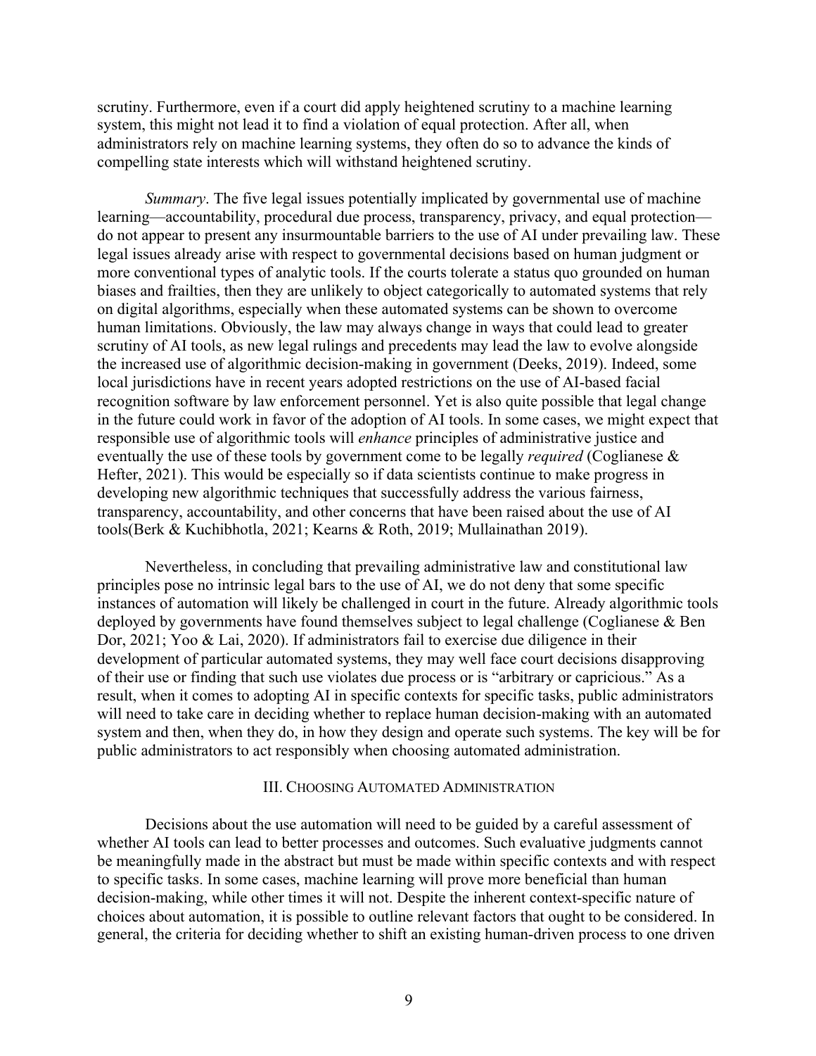scrutiny. Furthermore, even if a court did apply heightened scrutiny to a machine learning system, this might not lead it to find a violation of equal protection. After all, when administrators rely on machine learning systems, they often do so to advance the kinds of compelling state interests which will withstand heightened scrutiny.

*Summary*. The five legal issues potentially implicated by governmental use of machine learning—accountability, procedural due process, transparency, privacy, and equal protection—do not appear to present any insurmountable barriers to the use of AI under prevailing law. These legal issues already arise with respect to governmental decisions based on human judgment or more conventional types of analytic tools. If the courts tolerate a status quo grounded on human biases and frailties, then they are unlikely to object categorically to automated systems that rely on digital algorithms, especially when these automated systems can be shown to overcome human limitations. Obviously, the law may always change in ways that could lead to greater scrutiny of AI tools, as new legal rulings and precedents may lead the law to evolve alongside the increased use of algorithmic decision-making in government (Deeks, 2019). Indeed, some local jurisdictions have in recent years adopted restrictions on the use of AI-based facial recognition software by law enforcement personnel. Yet is also quite possible that legal change in the future could work in favor of the adoption of AI tools. In some cases, we might expect that responsible use of algorithmic tools will *enhance* principles of administrative justice and eventually the use of these tools by government come to be legally *required* (Coglianese & Hefter, 2021). This would be especially so if data scientists continue to make progress in developing new algorithmic techniques that successfully address the various fairness, transparency, accountability, and other concerns that have been raised about the use of AI tools(Berk & Kuchibhotla, 2021; Kearns & Roth, 2019; Mullainathan 2019).

Nevertheless, in concluding that prevailing administrative law and constitutional law principles pose no intrinsic legal bars to the use of AI, we do not deny that some specific instances of automation will likely be challenged in court in the future. Already algorithmic tools deployed by governments have found themselves subject to legal challenge (Coglianese & Ben Dor, 2021; Yoo & Lai, 2020). If administrators fail to exercise due diligence in their development of particular automated systems, they may well face court decisions disapproving of their use or finding that such use violates due process or is "arbitrary or capricious." As a result, when it comes to adopting AI in specific contexts for specific tasks, public administrators will need to take care in deciding whether to replace human decision-making with an automated system and then, when they do, in how they design and operate such systems. The key will be for public administrators to act responsibly when choosing automated administration.

## III. Choosing Automated Administration

Decisions about the use automation will need to be guided by a careful assessment of whether AI tools can lead to better processes and outcomes. Such evaluative judgments cannot be meaningfully made in the abstract but must be made within specific contexts and with respect to specific tasks. In some cases, machine learning will prove more beneficial than human decision-making, while other times it will not. Despite the inherent context-specific nature of choices about automation, it is possible to outline relevant factors that ought to be considered. In general, the criteria for deciding whether to shift an existing human-driven process to one driven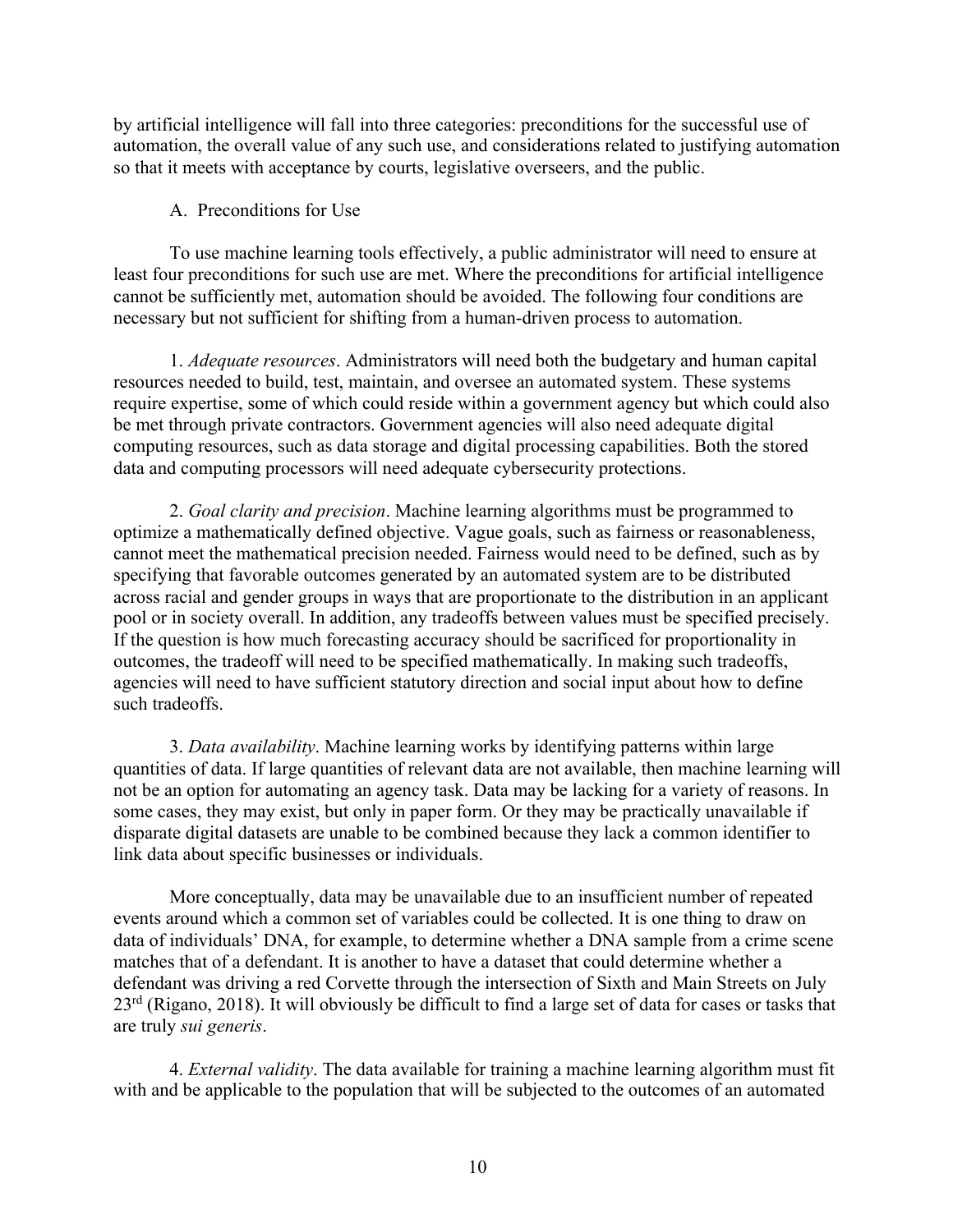by artificial intelligence will fall into three categories: preconditions for the successful use of automation, the overall value of any such use, and considerations related to justifying automation so that it meets with acceptance by courts, legislative overseers, and the public.

### A. Preconditions for Use

To use machine learning tools effectively, a public administrator will need to ensure at least four preconditions for such use are met. Where the preconditions for artificial intelligence cannot be sufficiently met, automation should be avoided. The following four conditions are necessary but not sufficient for shifting from a human-driven process to automation.

1. *Adequate resources*. Administrators will need both the budgetary and human capital resources needed to build, test, maintain, and oversee an automated system. These systems require expertise, some of which could reside within a government agency but which could also be met through private contractors. Government agencies will also need adequate digital computing resources, such as data storage and digital processing capabilities. Both the stored data and computing processors will need adequate cybersecurity protections.

2. *Goal clarity and precision*. Machine learning algorithms must be programmed to optimize a mathematically defined objective. Vague goals, such as fairness or reasonableness, cannot meet the mathematical precision needed. Fairness would need to be defined, such as by specifying that favorable outcomes generated by an automated system are to be distributed across racial and gender groups in ways that are proportionate to the distribution in an applicant pool or in society overall. In addition, any tradeoffs between values must be specified precisely. If the question is how much forecasting accuracy should be sacrificed for proportionality in outcomes, the tradeoff will need to be specified mathematically. In making such tradeoffs, agencies will need to have sufficient statutory direction and social input about how to define such tradeoffs.

3. *Data availability*. Machine learning works by identifying patterns within large quantities of data. If large quantities of relevant data are not available, then machine learning will not be an option for automating an agency task. Data may be lacking for a variety of reasons. In some cases, they may exist, but only in paper form. Or they may be practically unavailable if disparate digital datasets are unable to be combined because they lack a common identifier to link data about specific businesses or individuals.

More conceptually, data may be unavailable due to an insufficient number of repeated events around which a common set of variables could be collected. It is one thing to draw on data of individuals' DNA, for example, to determine whether a DNA sample from a crime scene matches that of a defendant. It is another to have a dataset that could determine whether a defendant was driving a red Corvette through the intersection of Sixth and Main Streets on July 23rd (Rigano, 2018). It will obviously be difficult to find a large set of data for cases or tasks that are truly *sui generis*.

4. *External validity*. The data available for training a machine learning algorithm must fit with and be applicable to the population that will be subjected to the outcomes of an automated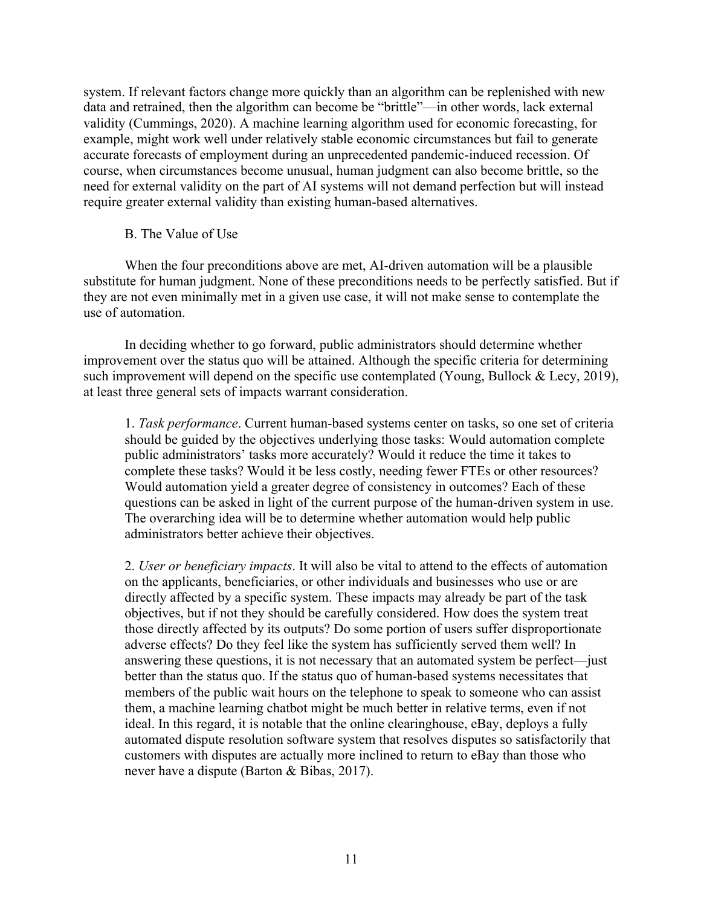system. If relevant factors change more quickly than an algorithm can be replenished with new data and retrained, then the algorithm can become be "brittle"—in other words, lack external validity (Cummings, 2020). A machine learning algorithm used for economic forecasting, for example, might work well under relatively stable economic circumstances but fail to generate accurate forecasts of employment during an unprecedented pandemic-induced recession. Of course, when circumstances become unusual, human judgment can also become brittle, so the need for external validity on the part of AI systems will not demand perfection but will instead require greater external validity than existing human-based alternatives.

### B. The Value of Use

When the four preconditions above are met, AI-driven automation will be a plausible substitute for human judgment. None of these preconditions needs to be perfectly satisfied. But if they are not even minimally met in a given use case, it will not make sense to contemplate the use of automation.

In deciding whether to go forward, public administrators should determine whether improvement over the status quo will be attained. Although the specific criteria for determining such improvement will depend on the specific use contemplated (Young, Bullock & Lecy, 2019), at least three general sets of impacts warrant consideration.

> 1. *Task performance*. Current human-based systems center on tasks, so one set of criteria should be guided by the objectives underlying those tasks: Would automation complete public administrators' tasks more accurately? Would it reduce the time it takes to complete these tasks? Would it be less costly, needing fewer FTEs or other resources? Would automation yield a greater degree of consistency in outcomes? Each of these questions can be asked in light of the current purpose of the human-driven system in use. The overarching idea will be to determine whether automation would help public administrators better achieve their objectives.
>
> 2. *User or beneficiary impacts*. It will also be vital to attend to the effects of automation on the applicants, beneficiaries, or other individuals and businesses who use or are directly affected by a specific system. These impacts may already be part of the task objectives, but if not they should be carefully considered. How does the system treat those directly affected by its outputs? Do some portion of users suffer disproportionate adverse effects? Do they feel like the system has sufficiently served them well? In answering these questions, it is not necessary that an automated system be perfect—just better than the status quo. If the status quo of human-based systems necessitates that members of the public wait hours on the telephone to speak to someone who can assist them, a machine learning chatbot might be much better in relative terms, even if not ideal. In this regard, it is notable that the online clearinghouse, eBay, deploys a fully automated dispute resolution software system that resolves disputes so satisfactorily that customers with disputes are actually more inclined to return to eBay than those who never have a dispute (Barton & Bibas, 2017).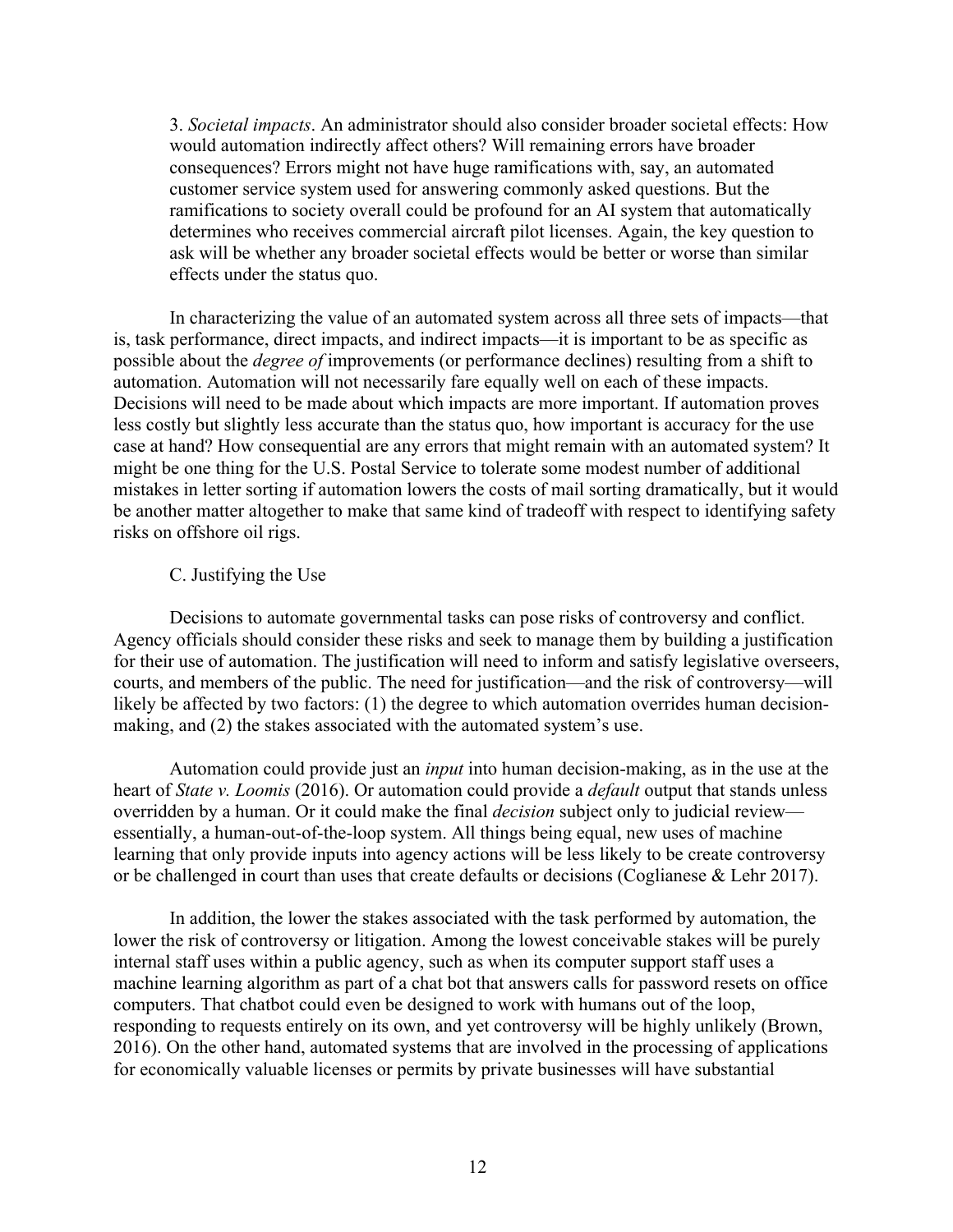3. *Societal impacts*. An administrator should also consider broader societal effects: How would automation indirectly affect others? Will remaining errors have broader consequences? Errors might not have huge ramifications with, say, an automated customer service system used for answering commonly asked questions. But the ramifications to society overall could be profound for an AI system that automatically determines who receives commercial aircraft pilot licenses. Again, the key question to ask will be whether any broader societal effects would be better or worse than similar effects under the status quo.

In characterizing the value of an automated system across all three sets of impacts—that is, task performance, direct impacts, and indirect impacts—it is important to be as specific as possible about the *degree of* improvements (or performance declines) resulting from a shift to automation. Automation will not necessarily fare equally well on each of these impacts. Decisions will need to be made about which impacts are more important. If automation proves less costly but slightly less accurate than the status quo, how important is accuracy for the use case at hand? How consequential are any errors that might remain with an automated system? It might be one thing for the U.S. Postal Service to tolerate some modest number of additional mistakes in letter sorting if automation lowers the costs of mail sorting dramatically, but it would be another matter altogether to make that same kind of tradeoff with respect to identifying safety risks on offshore oil rigs.

### C. Justifying the Use

Decisions to automate governmental tasks can pose risks of controversy and conflict. Agency officials should consider these risks and seek to manage them by building a justification for their use of automation. The justification will need to inform and satisfy legislative overseers, courts, and members of the public. The need for justification—and the risk of controversy—will likely be affected by two factors: (1) the degree to which automation overrides human decision-making, and (2) the stakes associated with the automated system's use.

Automation could provide just an *input* into human decision-making, as in the use at the heart of *State v. Loomis* (2016). Or automation could provide a *default* output that stands unless overridden by a human. Or it could make the final *decision* subject only to judicial review—essentially, a human-out-of-the-loop system. All things being equal, new uses of machine learning that only provide inputs into agency actions will be less likely to be create controversy or be challenged in court than uses that create defaults or decisions (Coglianese & Lehr 2017).

In addition, the lower the stakes associated with the task performed by automation, the lower the risk of controversy or litigation. Among the lowest conceivable stakes will be purely internal staff uses within a public agency, such as when its computer support staff uses a machine learning algorithm as part of a chat bot that answers calls for password resets on office computers. That chatbot could even be designed to work with humans out of the loop, responding to requests entirely on its own, and yet controversy will be highly unlikely (Brown, 2016). On the other hand, automated systems that are involved in the processing of applications for economically valuable licenses or permits by private businesses will have substantial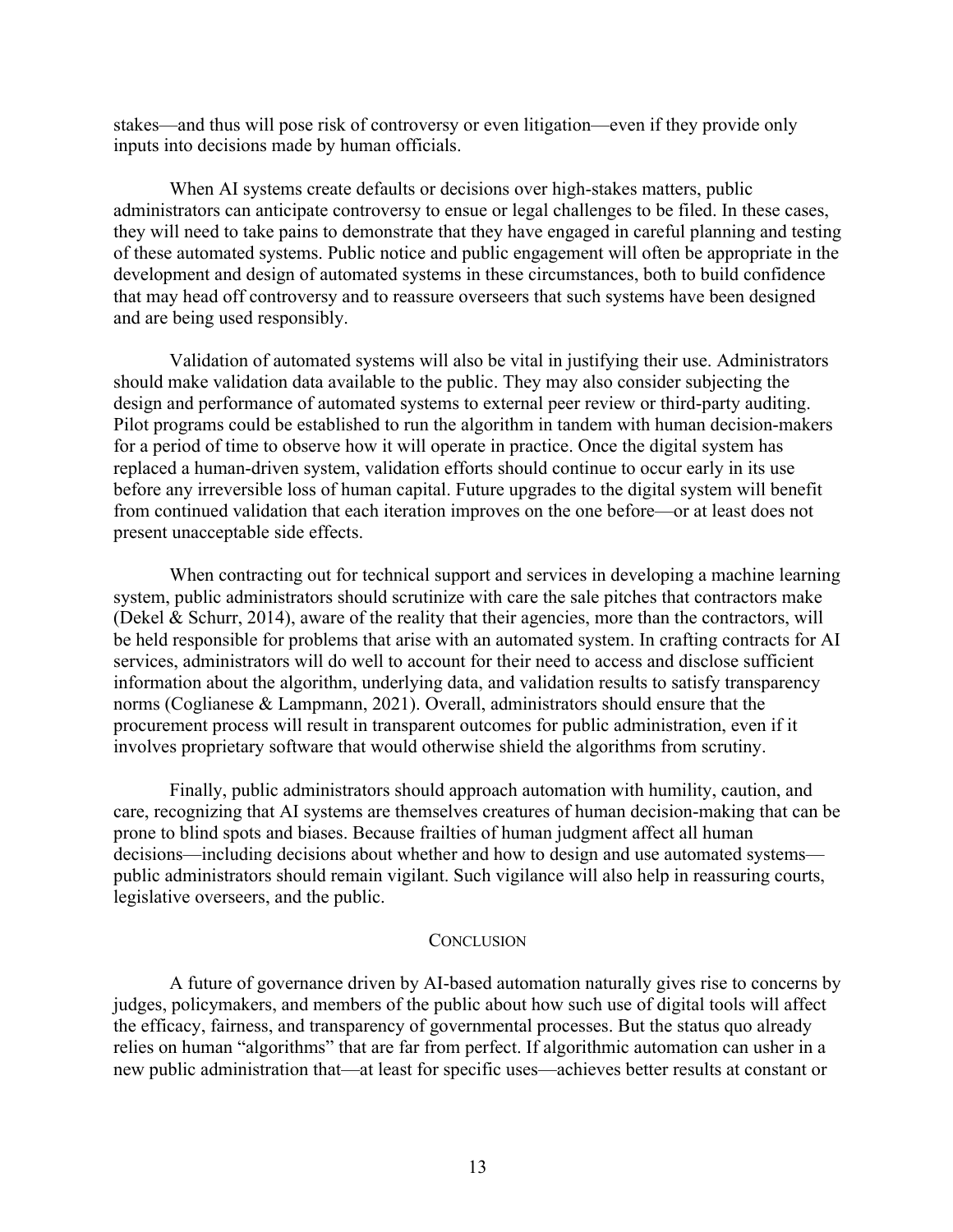stakes—and thus will pose risk of controversy or even litigation—even if they provide only inputs into decisions made by human officials.

When AI systems create defaults or decisions over high-stakes matters, public administrators can anticipate controversy to ensue or legal challenges to be filed. In these cases, they will need to take pains to demonstrate that they have engaged in careful planning and testing of these automated systems. Public notice and public engagement will often be appropriate in the development and design of automated systems in these circumstances, both to build confidence that may head off controversy and to reassure overseers that such systems have been designed and are being used responsibly.

Validation of automated systems will also be vital in justifying their use. Administrators should make validation data available to the public. They may also consider subjecting the design and performance of automated systems to external peer review or third-party auditing. Pilot programs could be established to run the algorithm in tandem with human decision-makers for a period of time to observe how it will operate in practice. Once the digital system has replaced a human-driven system, validation efforts should continue to occur early in its use before any irreversible loss of human capital. Future upgrades to the digital system will benefit from continued validation that each iteration improves on the one before—or at least does not present unacceptable side effects.

When contracting out for technical support and services in developing a machine learning system, public administrators should scrutinize with care the sale pitches that contractors make (Dekel & Schurr, 2014), aware of the reality that their agencies, more than the contractors, will be held responsible for problems that arise with an automated system. In crafting contracts for AI services, administrators will do well to account for their need to access and disclose sufficient information about the algorithm, underlying data, and validation results to satisfy transparency norms (Coglianese & Lampmann, 2021). Overall, administrators should ensure that the procurement process will result in transparent outcomes for public administration, even if it involves proprietary software that would otherwise shield the algorithms from scrutiny.

Finally, public administrators should approach automation with humility, caution, and care, recognizing that AI systems are themselves creatures of human decision-making that can be prone to blind spots and biases. Because frailties of human judgment affect all human decisions—including decisions about whether and how to design and use automated systems—public administrators should remain vigilant. Such vigilance will also help in reassuring courts, legislative overseers, and the public.

## Conclusion

A future of governance driven by AI-based automation naturally gives rise to concerns by judges, policymakers, and members of the public about how such use of digital tools will affect the efficacy, fairness, and transparency of governmental processes. But the status quo already relies on human "algorithms" that are far from perfect. If algorithmic automation can usher in a new public administration that—at least for specific uses—achieves better results at constant or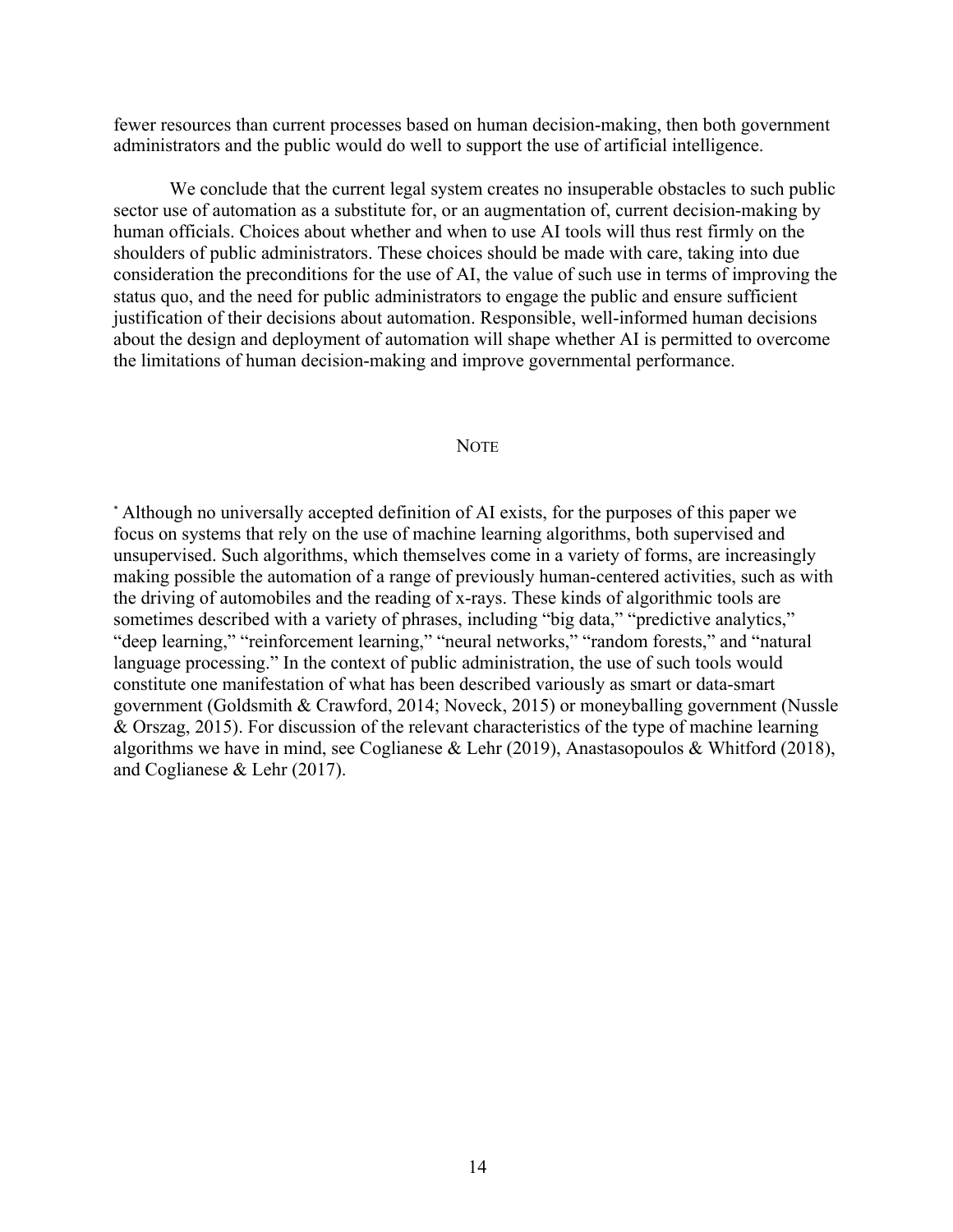fewer resources than current processes based on human decision-making, then both government administrators and the public would do well to support the use of artificial intelligence.

We conclude that the current legal system creates no insuperable obstacles to such public sector use of automation as a substitute for, or an augmentation of, current decision-making by human officials. Choices about whether and when to use AI tools will thus rest firmly on the shoulders of public administrators. These choices should be made with care, taking into due consideration the preconditions for the use of AI, the value of such use in terms of improving the status quo, and the need for public administrators to engage the public and ensure sufficient justification of their decisions about automation. Responsible, well-informed human decisions about the design and deployment of automation will shape whether AI is permitted to overcome the limitations of human decision-making and improve governmental performance.

## NOTE

[*] Although no universally accepted definition of AI exists, for the purposes of this paper we focus on systems that rely on the use of machine learning algorithms, both supervised and unsupervised. Such algorithms, which themselves come in a variety of forms, are increasingly making possible the automation of a range of previously human-centered activities, such as with the driving of automobiles and the reading of x-rays. These kinds of algorithmic tools are sometimes described with a variety of phrases, including "big data," "predictive analytics," "deep learning," "reinforcement learning," "neural networks," "random forests," and "natural language processing." In the context of public administration, the use of such tools would constitute one manifestation of what has been described variously as smart or data-smart government (Goldsmith & Crawford, 2014; Noveck, 2015) or moneyballing government (Nussle & Orszag, 2015). For discussion of the relevant characteristics of the type of machine learning algorithms we have in mind, see Coglianese & Lehr (2019), Anastasopoulos & Whitford (2018), and Coglianese & Lehr (2017).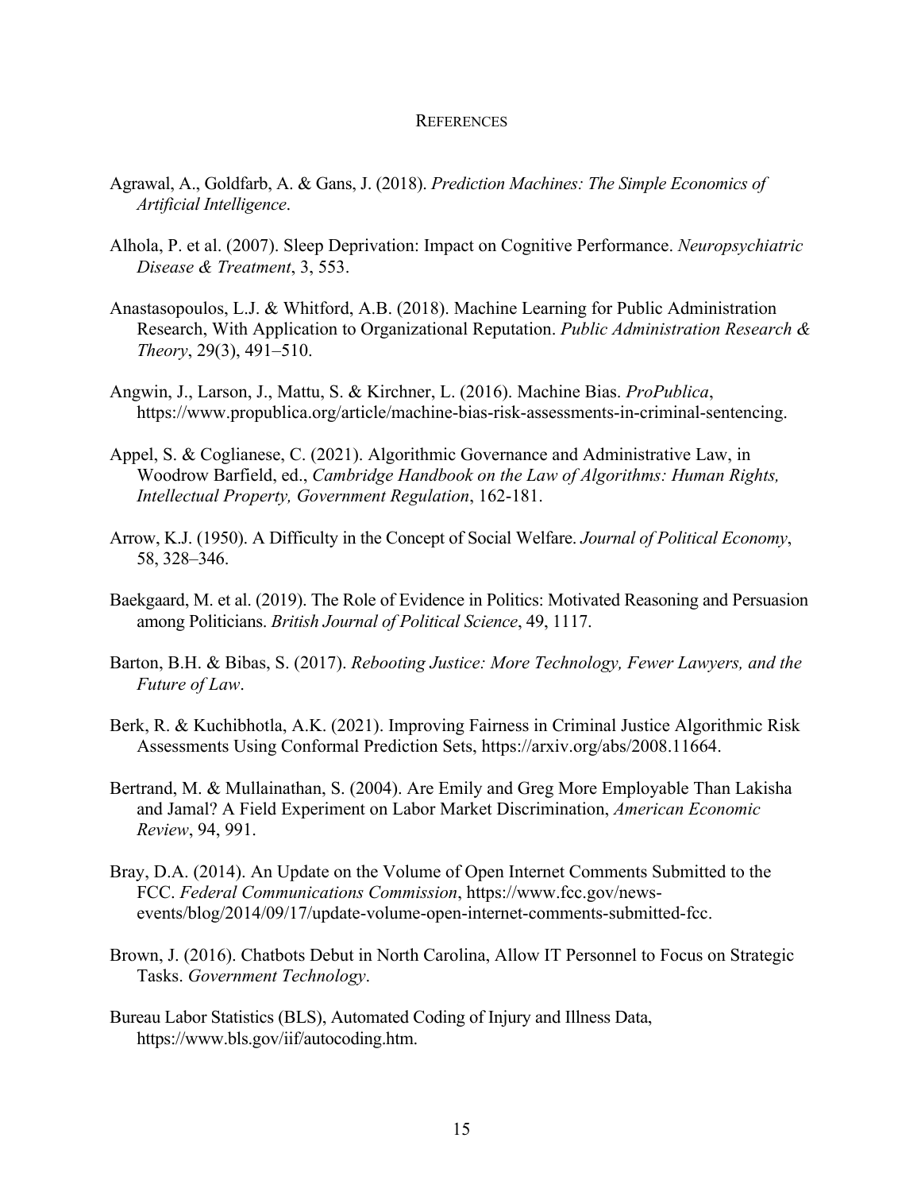## REFERENCES

Agrawal, A., Goldfarb, A. & Gans, J. (2018). *Prediction Machines: The Simple Economics of Artificial Intelligence*.

Alhola, P. et al. (2007). Sleep Deprivation: Impact on Cognitive Performance. *Neuropsychiatric Disease & Treatment*, 3, 553.

Anastasopoulos, L.J. & Whitford, A.B. (2018). Machine Learning for Public Administration Research, With Application to Organizational Reputation. *Public Administration Research & Theory*, 29(3), 491–510.

Angwin, J., Larson, J., Mattu, S. & Kirchner, L. (2016). Machine Bias. *ProPublica*, https://www.propublica.org/article/machine-bias-risk-assessments-in-criminal-sentencing.

Appel, S. & Coglianese, C. (2021). Algorithmic Governance and Administrative Law, in Woodrow Barfield, ed., *Cambridge Handbook on the Law of Algorithms: Human Rights, Intellectual Property, Government Regulation*, 162-181.

Arrow, K.J. (1950). A Difficulty in the Concept of Social Welfare. *Journal of Political Economy*, 58, 328–346.

Baekgaard, M. et al. (2019). The Role of Evidence in Politics: Motivated Reasoning and Persuasion among Politicians. *British Journal of Political Science*, 49, 1117.

Barton, B.H. & Bibas, S. (2017). *Rebooting Justice: More Technology, Fewer Lawyers, and the Future of Law*.

Berk, R. & Kuchibhotla, A.K. (2021). Improving Fairness in Criminal Justice Algorithmic Risk Assessments Using Conformal Prediction Sets, https://arxiv.org/abs/2008.11664.

Bertrand, M. & Mullainathan, S. (2004). Are Emily and Greg More Employable Than Lakisha and Jamal? A Field Experiment on Labor Market Discrimination, *American Economic Review*, 94, 991.

Bray, D.A. (2014). An Update on the Volume of Open Internet Comments Submitted to the FCC. *Federal Communications Commission*, https://www.fcc.gov/news-events/blog/2014/09/17/update-volume-open-internet-comments-submitted-fcc.

Brown, J. (2016). Chatbots Debut in North Carolina, Allow IT Personnel to Focus on Strategic Tasks. *Government Technology*.

Bureau Labor Statistics (BLS), Automated Coding of Injury and Illness Data, https://www.bls.gov/iif/autocoding.htm.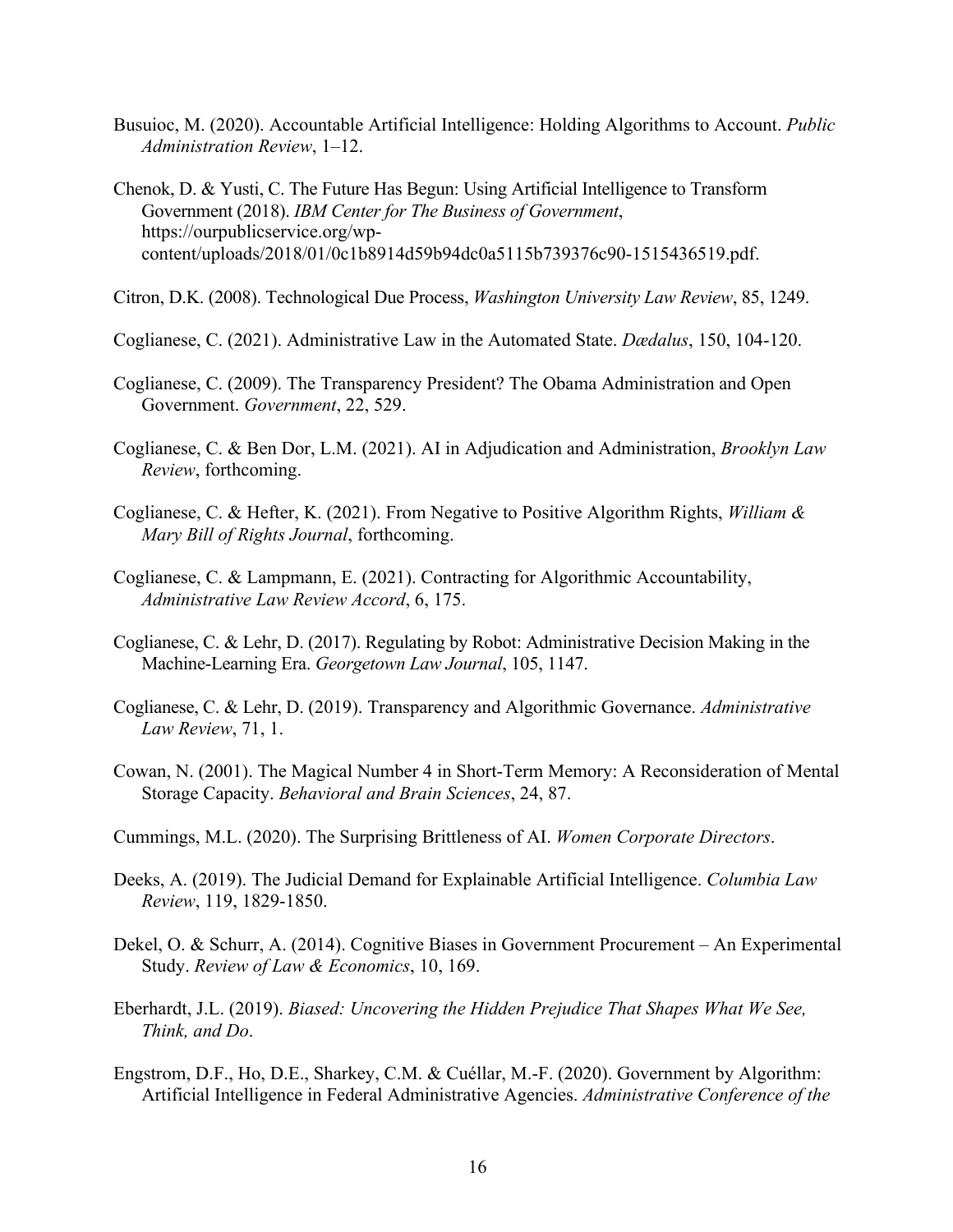Busuioc, M. (2020). Accountable Artificial Intelligence: Holding Algorithms to Account. *Public Administration Review*, 1–12.

Chenok, D. & Yusti, C. The Future Has Begun: Using Artificial Intelligence to Transform Government (2018). *IBM Center for The Business of Government*, https://ourpublicservice.org/wp-content/uploads/2018/01/0c1b8914d59b94dc0a5115b739376c90-1515436519.pdf.

Citron, D.K. (2008). Technological Due Process, *Washington University Law Review*, 85, 1249.

Coglianese, C. (2021). Administrative Law in the Automated State. *Dædalus*, 150, 104-120.

Coglianese, C. (2009). The Transparency President? The Obama Administration and Open Government. *Government*, 22, 529.

Coglianese, C. & Ben Dor, L.M. (2021). AI in Adjudication and Administration, *Brooklyn Law Review*, forthcoming.

Coglianese, C. & Hefter, K. (2021). From Negative to Positive Algorithm Rights, *William & Mary Bill of Rights Journal*, forthcoming.

Coglianese, C. & Lampmann, E. (2021). Contracting for Algorithmic Accountability, *Administrative Law Review Accord*, 6, 175.

Coglianese, C. & Lehr, D. (2017). Regulating by Robot: Administrative Decision Making in the Machine-Learning Era. *Georgetown Law Journal*, 105, 1147.

Coglianese, C. & Lehr, D. (2019). Transparency and Algorithmic Governance. *Administrative Law Review*, 71, 1.

Cowan, N. (2001). The Magical Number 4 in Short-Term Memory: A Reconsideration of Mental Storage Capacity. *Behavioral and Brain Sciences*, 24, 87.

Cummings, M.L. (2020). The Surprising Brittleness of AI. *Women Corporate Directors*.

Deeks, A. (2019). The Judicial Demand for Explainable Artificial Intelligence. *Columbia Law Review*, 119, 1829-1850.

Dekel, O. & Schurr, A. (2014). Cognitive Biases in Government Procurement – An Experimental Study. *Review of Law & Economics*, 10, 169.

Eberhardt, J.L. (2019). *Biased: Uncovering the Hidden Prejudice That Shapes What We See, Think, and Do*.

Engstrom, D.F., Ho, D.E., Sharkey, C.M. & Cuéllar, M.-F. (2020). Government by Algorithm: Artificial Intelligence in Federal Administrative Agencies. *Administrative Conference of the*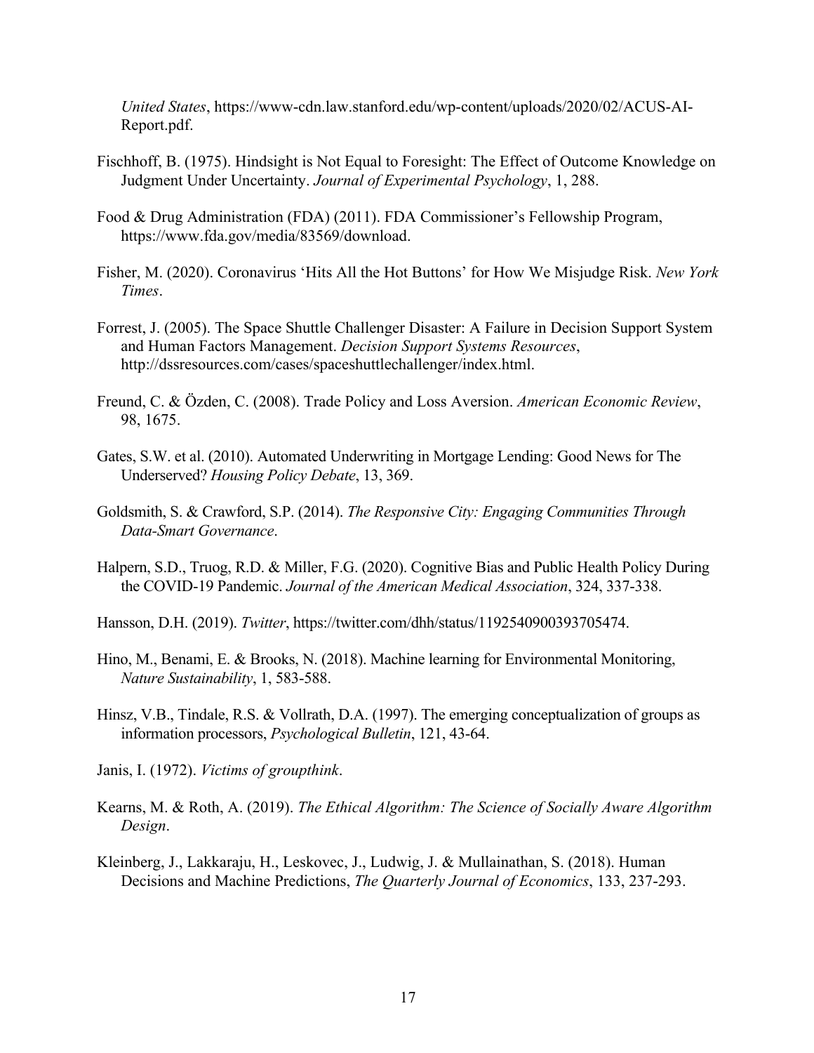*United States*, https://www-cdn.law.stanford.edu/wp-content/uploads/2020/02/ACUS-AI-Report.pdf.

Fischhoff, B. (1975). Hindsight is Not Equal to Foresight: The Effect of Outcome Knowledge on Judgment Under Uncertainty. *Journal of Experimental Psychology*, 1, 288.

Food & Drug Administration (FDA) (2011). FDA Commissioner's Fellowship Program, https://www.fda.gov/media/83569/download.

Fisher, M. (2020). Coronavirus 'Hits All the Hot Buttons' for How We Misjudge Risk. *New York Times*.

Forrest, J. (2005). The Space Shuttle Challenger Disaster: A Failure in Decision Support System and Human Factors Management. *Decision Support Systems Resources*, http://dssresources.com/cases/spaceshuttlechallenger/index.html.

Freund, C. & Özden, C. (2008). Trade Policy and Loss Aversion. *American Economic Review*, 98, 1675.

Gates, S.W. et al. (2010). Automated Underwriting in Mortgage Lending: Good News for The Underserved? *Housing Policy Debate*, 13, 369.

Goldsmith, S. & Crawford, S.P. (2014). *The Responsive City: Engaging Communities Through Data-Smart Governance*.

Halpern, S.D., Truog, R.D. & Miller, F.G. (2020). Cognitive Bias and Public Health Policy During the COVID-19 Pandemic. *Journal of the American Medical Association*, 324, 337-338.

Hansson, D.H. (2019). *Twitter*, https://twitter.com/dhh/status/1192540900393705474.

Hino, M., Benami, E. & Brooks, N. (2018). Machine learning for Environmental Monitoring, *Nature Sustainability*, 1, 583-588.

Hinsz, V.B., Tindale, R.S. & Vollrath, D.A. (1997). The emerging conceptualization of groups as information processors, *Psychological Bulletin*, 121, 43-64.

Janis, I. (1972). *Victims of groupthink*.

Kearns, M. & Roth, A. (2019). *The Ethical Algorithm: The Science of Socially Aware Algorithm Design*.

Kleinberg, J., Lakkaraju, H., Leskovec, J., Ludwig, J. & Mullainathan, S. (2018). Human Decisions and Machine Predictions, *The Quarterly Journal of Economics*, 133, 237-293.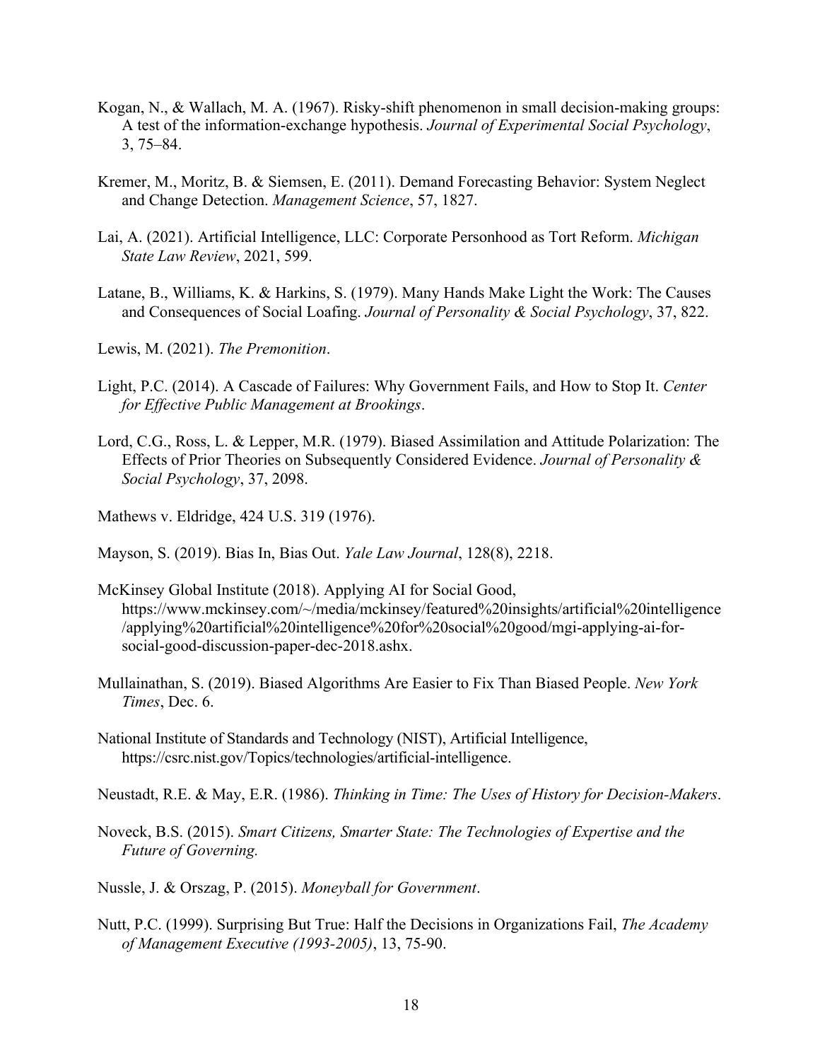Kogan, N., & Wallach, M. A. (1967). Risky-shift phenomenon in small decision-making groups: A test of the information-exchange hypothesis. *Journal of Experimental Social Psychology*, 3, 75–84.

Kremer, M., Moritz, B. & Siemsen, E. (2011). Demand Forecasting Behavior: System Neglect and Change Detection. *Management Science*, 57, 1827.

Lai, A. (2021). Artificial Intelligence, LLC: Corporate Personhood as Tort Reform. *Michigan State Law Review*, 2021, 599.

Latane, B., Williams, K. & Harkins, S. (1979). Many Hands Make Light the Work: The Causes and Consequences of Social Loafing. *Journal of Personality & Social Psychology*, 37, 822.

Lewis, M. (2021). *The Premonition*.

Light, P.C. (2014). A Cascade of Failures: Why Government Fails, and How to Stop It. *Center for Effective Public Management at Brookings*.

Lord, C.G., Ross, L. & Lepper, M.R. (1979). Biased Assimilation and Attitude Polarization: The Effects of Prior Theories on Subsequently Considered Evidence. *Journal of Personality & Social Psychology*, 37, 2098.

Mathews v. Eldridge, 424 U.S. 319 (1976).

Mayson, S. (2019). Bias In, Bias Out. *Yale Law Journal*, 128(8), 2218.

McKinsey Global Institute (2018). Applying AI for Social Good, https://www.mckinsey.com/~/media/mckinsey/featured%20insights/artificial%20intelligence/applying%20artificial%20intelligence%20for%20social%20good/mgi-applying-ai-for-social-good-discussion-paper-dec-2018.ashx.

Mullainathan, S. (2019). Biased Algorithms Are Easier to Fix Than Biased People. *New York Times*, Dec. 6.

National Institute of Standards and Technology (NIST), Artificial Intelligence, https://csrc.nist.gov/Topics/technologies/artificial-intelligence.

Neustadt, R.E. & May, E.R. (1986). *Thinking in Time: The Uses of History for Decision-Makers*.

Noveck, B.S. (2015). *Smart Citizens, Smarter State: The Technologies of Expertise and the Future of Governing.*

Nussle, J. & Orszag, P. (2015). *Moneyball for Government*.

Nutt, P.C. (1999). Surprising But True: Half the Decisions in Organizations Fail, *The Academy of Management Executive (1993-2005)*, 13, 75-90.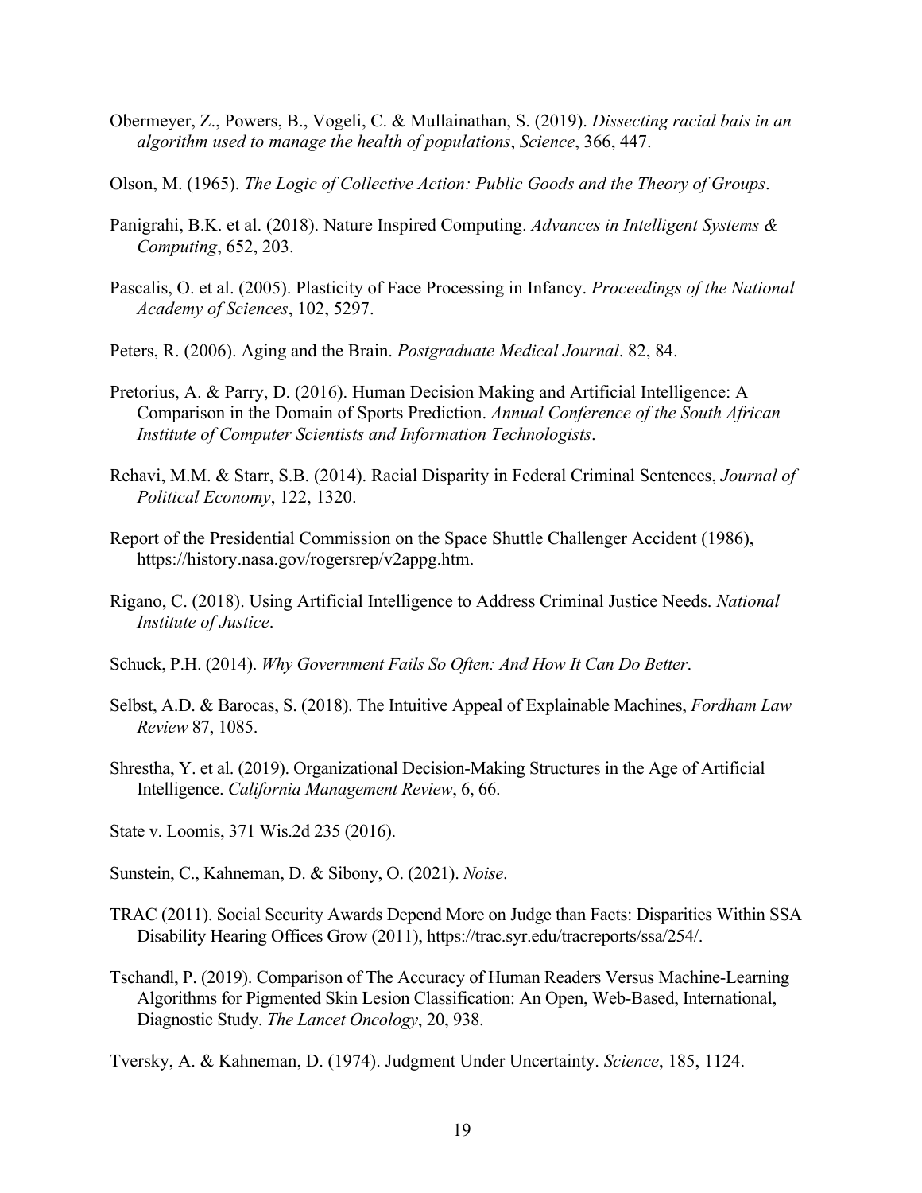Obermeyer, Z., Powers, B., Vogeli, C. & Mullainathan, S. (2019). *Dissecting racial bais in an algorithm used to manage the health of populations*, *Science*, 366, 447.

Olson, M. (1965). *The Logic of Collective Action: Public Goods and the Theory of Groups*.

Panigrahi, B.K. et al. (2018). Nature Inspired Computing. *Advances in Intelligent Systems & Computing*, 652, 203.

Pascalis, O. et al. (2005). Plasticity of Face Processing in Infancy. *Proceedings of the National Academy of Sciences*, 102, 5297.

Peters, R. (2006). Aging and the Brain. *Postgraduate Medical Journal*. 82, 84.

Pretorius, A. & Parry, D. (2016). Human Decision Making and Artificial Intelligence: A Comparison in the Domain of Sports Prediction. *Annual Conference of the South African Institute of Computer Scientists and Information Technologists*.

Rehavi, M.M. & Starr, S.B. (2014). Racial Disparity in Federal Criminal Sentences, *Journal of Political Economy*, 122, 1320.

Report of the Presidential Commission on the Space Shuttle Challenger Accident (1986), https://history.nasa.gov/rogersrep/v2appg.htm.

Rigano, C. (2018). Using Artificial Intelligence to Address Criminal Justice Needs. *National Institute of Justice*.

Schuck, P.H. (2014). *Why Government Fails So Often: And How It Can Do Better*.

Selbst, A.D. & Barocas, S. (2018). The Intuitive Appeal of Explainable Machines, *Fordham Law Review* 87, 1085.

Shrestha, Y. et al. (2019). Organizational Decision-Making Structures in the Age of Artificial Intelligence. *California Management Review*, 6, 66.

State v. Loomis, 371 Wis.2d 235 (2016).

Sunstein, C., Kahneman, D. & Sibony, O. (2021). *Noise*.

TRAC (2011). Social Security Awards Depend More on Judge than Facts: Disparities Within SSA Disability Hearing Offices Grow (2011), https://trac.syr.edu/tracreports/ssa/254/.

Tschandl, P. (2019). Comparison of The Accuracy of Human Readers Versus Machine-Learning Algorithms for Pigmented Skin Lesion Classification: An Open, Web-Based, International, Diagnostic Study. *The Lancet Oncology*, 20, 938.

Tversky, A. & Kahneman, D. (1974). Judgment Under Uncertainty. *Science*, 185, 1124.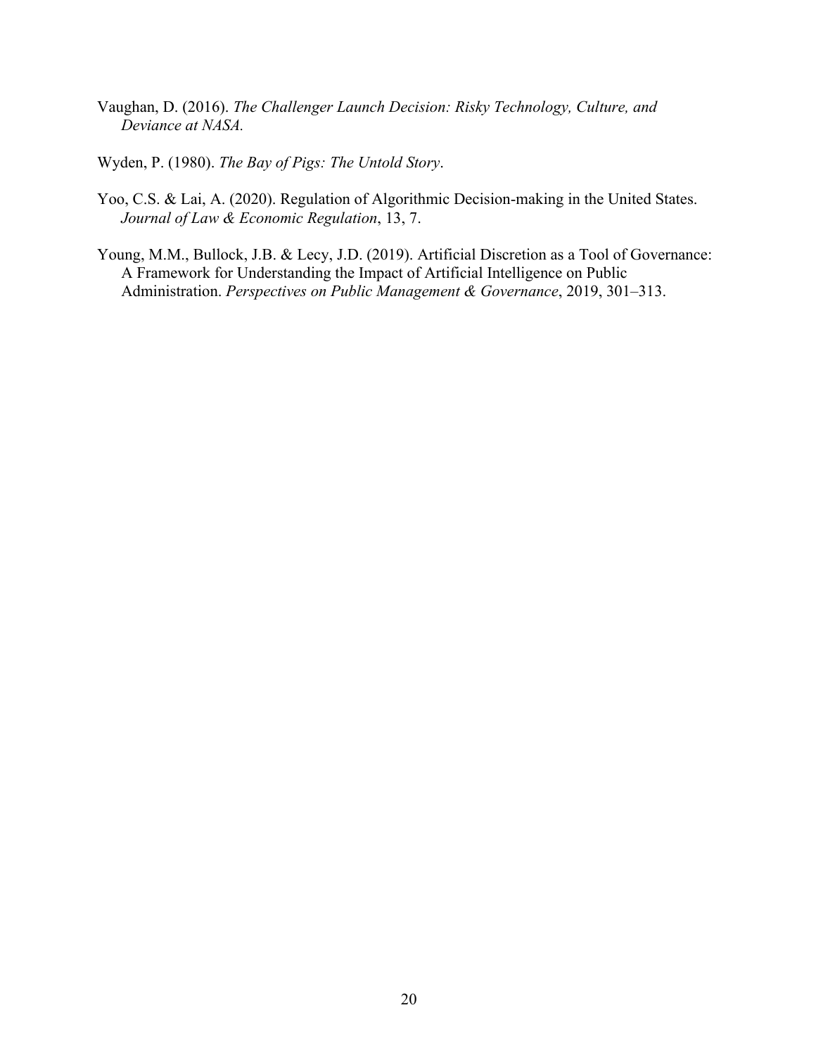Vaughan, D. (2016). *The Challenger Launch Decision: Risky Technology, Culture, and Deviance at NASA.*

Wyden, P. (1980). *The Bay of Pigs: The Untold Story*.

Yoo, C.S. & Lai, A. (2020). Regulation of Algorithmic Decision-making in the United States. *Journal of Law & Economic Regulation*, 13, 7.

Young, M.M., Bullock, J.B. & Lecy, J.D. (2019). Artificial Discretion as a Tool of Governance: A Framework for Understanding the Impact of Artificial Intelligence on Public Administration. *Perspectives on Public Management & Governance*, 2019, 301–313.